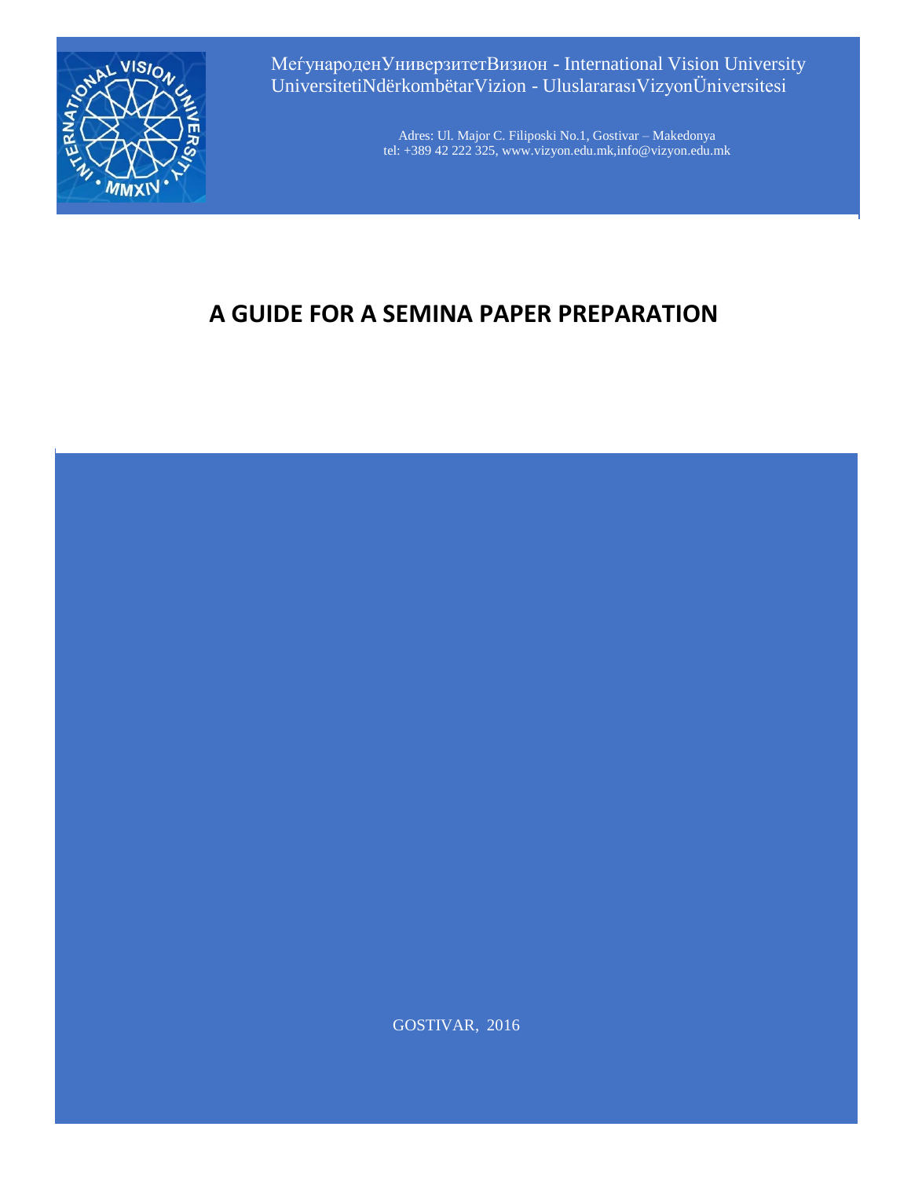МеѓународенУниверзитетВизион - International Vision University
UniversitetiNdërkombëtarVizion - UluslararasıVizyonÜniversitesi

Adres: Ul. Major C. Filiposki No.1, Gostivar – Makedonya
tel: +389 42 222 325, www.vizyon.edu.mk,info@vizyon.edu.mk

# A GUIDE FOR A SEMINA PAPER PREPARATION

GOSTIVAR, 2016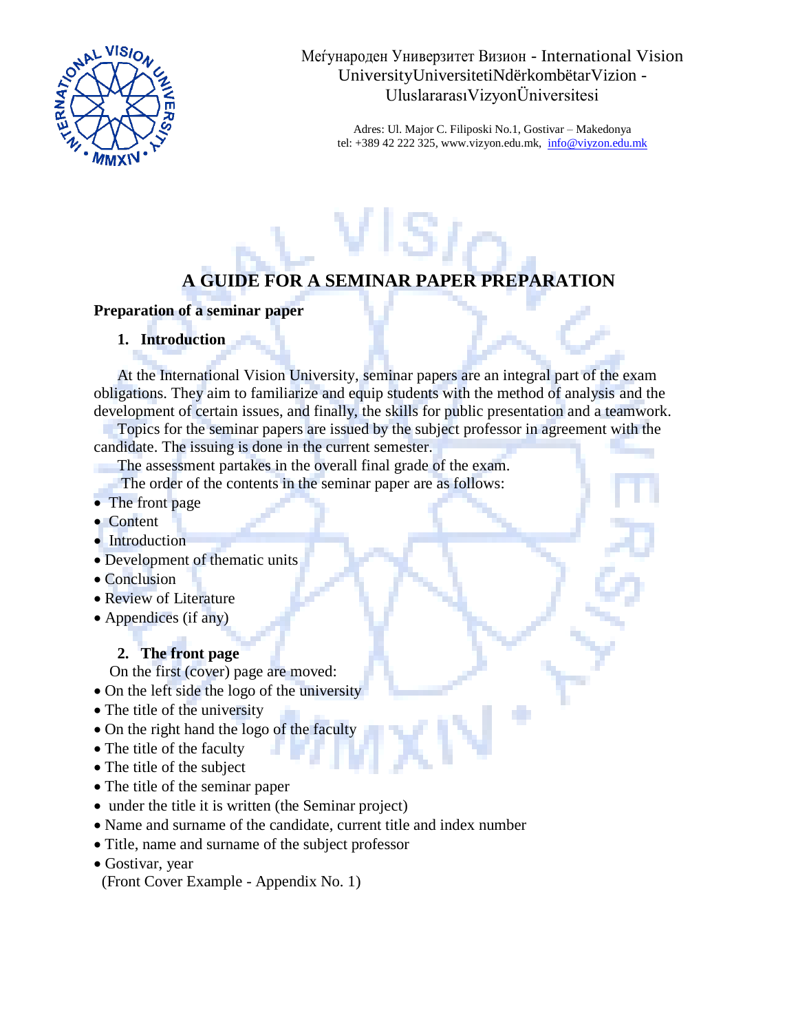Меѓународен Универзитет Визион - International Vision UniversityUniversitetiNdërkombëtarVizion - UluslararasıVizyonÜniversitesi

Adres: Ul. Major C. Filiposki No.1, Gostivar – Makedonya
tel: +389 42 222 325, www.vizyon.edu.mk, info@viyzon.edu.mk

# A GUIDE FOR A SEMINAR PAPER PREPARATION

**Preparation of a seminar paper**

## 1. Introduction

At the International Vision University, seminar papers are an integral part of the exam obligations. They aim to familiarize and equip students with the method of analysis and the development of certain issues, and finally, the skills for public presentation and a teamwork.

Topics for the seminar papers are issued by the subject professor in agreement with the candidate. The issuing is done in the current semester.

The assessment partakes in the overall final grade of the exam.

The order of the contents in the seminar paper are as follows:

- The front page
- Content
- Introduction
- Development of thematic units
- Conclusion
- Review of Literature
- Appendices (if any)

## 2. The front page

On the first (cover) page are moved:

- On the left side the logo of the university
- The title of the university
- On the right hand the logo of the faculty
- The title of the faculty
- The title of the subject
- The title of the seminar paper
- under the title it is written (the Seminar project)
- Name and surname of the candidate, current title and index number
- Title, name and surname of the subject professor
- Gostivar, year

(Front Cover Example - Appendix No. 1)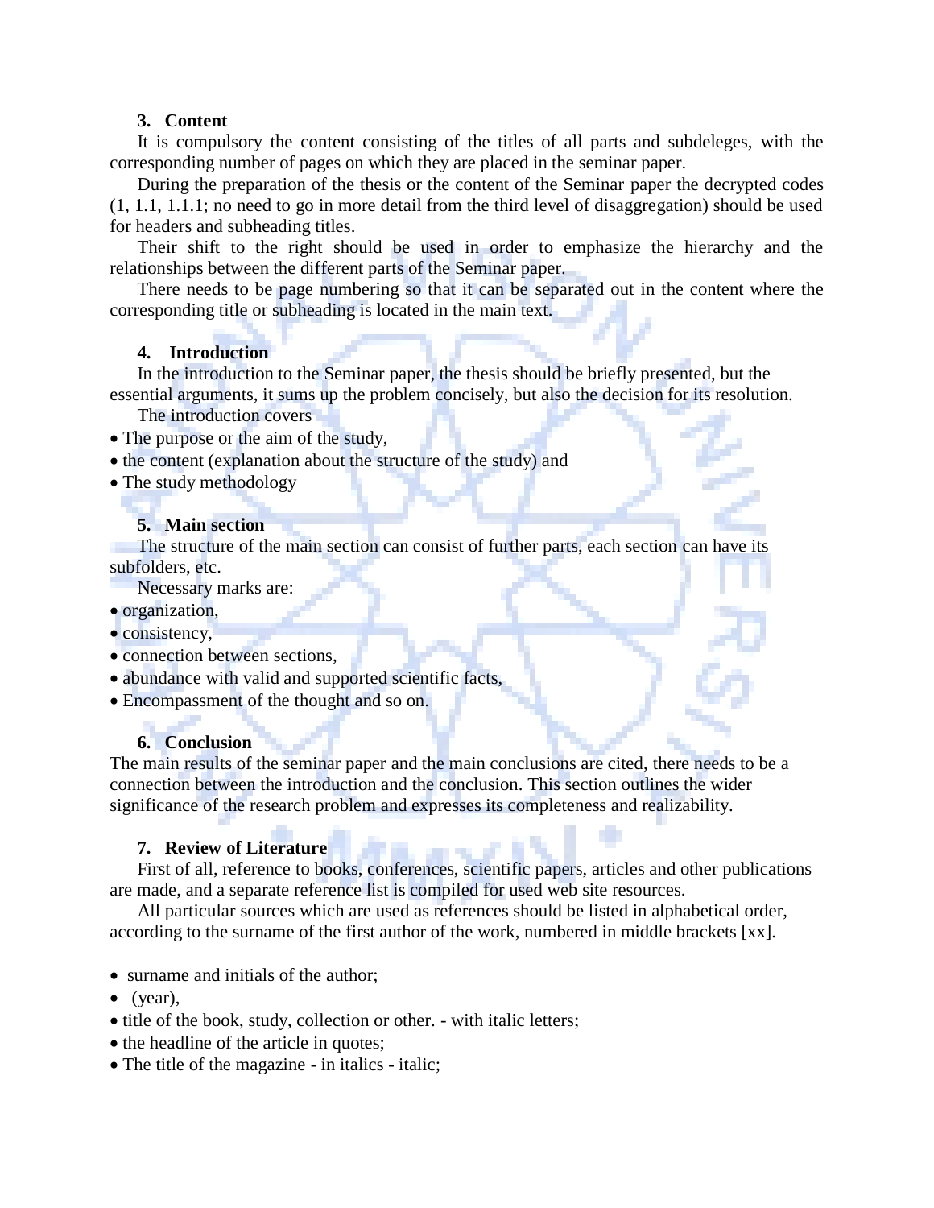### 3. Content

It is compulsory the content consisting of the titles of all parts and subdeleges, with the corresponding number of pages on which they are placed in the seminar paper.

During the preparation of the thesis or the content of the Seminar paper the decrypted codes (1, 1.1, 1.1.1; no need to go in more detail from the third level of disaggregation) should be used for headers and subheading titles.

Their shift to the right should be used in order to emphasize the hierarchy and the relationships between the different parts of the Seminar paper.

There needs to be page numbering so that it can be separated out in the content where the corresponding title or subheading is located in the main text.

### 4. Introduction

In the introduction to the Seminar paper, the thesis should be briefly presented, but the essential arguments, it sums up the problem concisely, but also the decision for its resolution.

The introduction covers

- The purpose or the aim of the study,
- the content (explanation about the structure of the study) and
- The study methodology

### 5. Main section

The structure of the main section can consist of further parts, each section can have its subfolders, etc.

Necessary marks are:

- organization,
- consistency,
- connection between sections,
- abundance with valid and supported scientific facts,
- Encompassment of the thought and so on.

### 6. Conclusion

The main results of the seminar paper and the main conclusions are cited, there needs to be a connection between the introduction and the conclusion. This section outlines the wider significance of the research problem and expresses its completeness and realizability.

### 7. Review of Literature

First of all, reference to books, conferences, scientific papers, articles and other publications are made, and a separate reference list is compiled for used web site resources.

All particular sources which are used as references should be listed in alphabetical order, according to the surname of the first author of the work, numbered in middle brackets [xx].

- surname and initials of the author;
- (year),
- title of the book, study, collection or other. - with italic letters;
- the headline of the article in quotes;
- The title of the magazine - in italics - italic;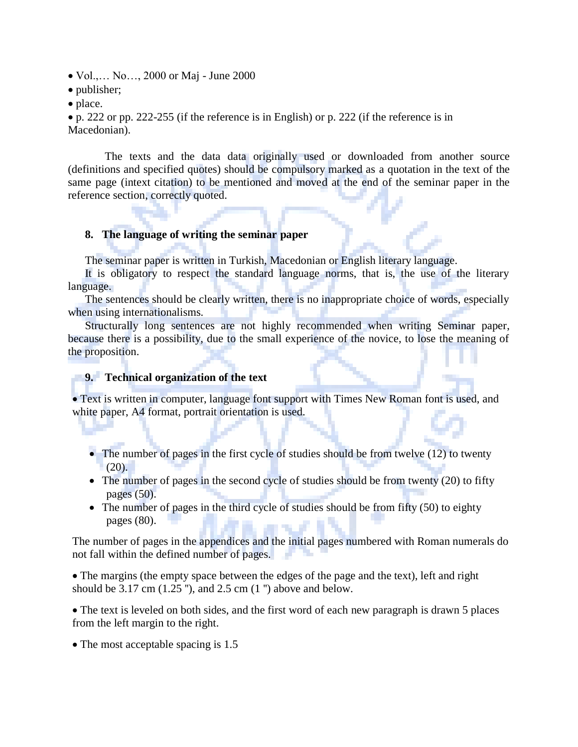- Vol.,… No…, 2000 or Maj - June 2000
- publisher;
- place.
- p. 222 or pp. 222-255 (if the reference is in English) or p. 222 (if the reference is in Macedonian).

The texts and the data data originally used or downloaded from another source (definitions and specified quotes) should be compulsory marked as a quotation in the text of the same page (intext citation) to be mentioned and moved at the end of the seminar paper in the reference section, correctly quoted.

## 8. The language of writing the seminar paper

The seminar paper is written in Turkish, Macedonian or English literary language.

It is obligatory to respect the standard language norms, that is, the use of the literary language.

The sentences should be clearly written, there is no inappropriate choice of words, especially when using internationalisms.

Structurally long sentences are not highly recommended when writing Seminar paper, because there is a possibility, due to the small experience of the novice, to lose the meaning of the proposition.

## 9. Technical organization of the text

- Text is written in computer, language font support with Times New Roman font is used, and white paper, A4 format, portrait orientation is used.

- The number of pages in the first cycle of studies should be from twelve (12) to twenty (20).
- The number of pages in the second cycle of studies should be from twenty (20) to fifty pages (50).
- The number of pages in the third cycle of studies should be from fifty (50) to eighty pages (80).

The number of pages in the appendices and the initial pages numbered with Roman numerals do not fall within the defined number of pages.

- The margins (the empty space between the edges of the page and the text), left and right should be 3.17 cm (1.25 "), and 2.5 cm (1 ") above and below.

- The text is leveled on both sides, and the first word of each new paragraph is drawn 5 places from the left margin to the right.

- The most acceptable spacing is 1.5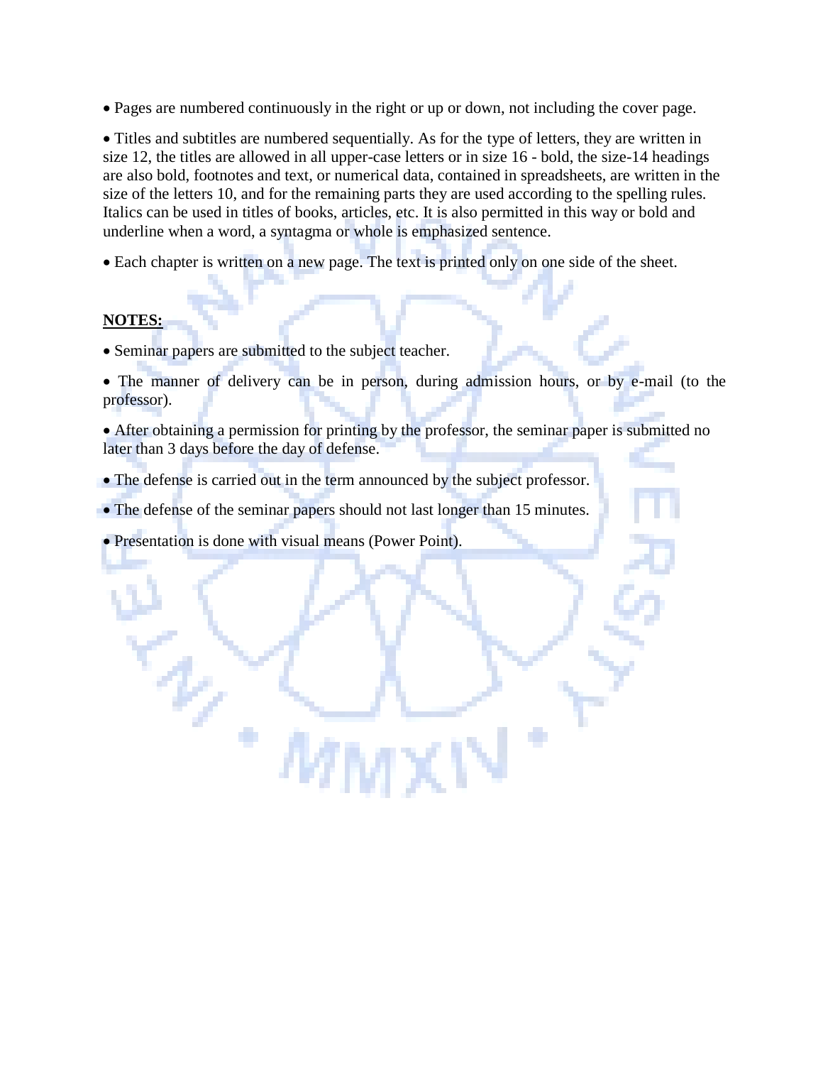- Pages are numbered continuously in the right or up or down, not including the cover page.

- Titles and subtitles are numbered sequentially. As for the type of letters, they are written in size 12, the titles are allowed in all upper-case letters or in size 16 - bold, the size-14 headings are also bold, footnotes and text, or numerical data, contained in spreadsheets, are written in the size of the letters 10, and for the remaining parts they are used according to the spelling rules. Italics can be used in titles of books, articles, etc. It is also permitted in this way or bold and underline when a word, a syntagma or whole is emphasized sentence.

- Each chapter is written on a new page. The text is printed only on one side of the sheet.

**NOTES:**

- Seminar papers are submitted to the subject teacher.

- The manner of delivery can be in person, during admission hours, or by e-mail (to the professor).

- After obtaining a permission for printing by the professor, the seminar paper is submitted no later than 3 days before the day of defense.

- The defense is carried out in the term announced by the subject professor.

- The defense of the seminar papers should not last longer than 15 minutes.

- Presentation is done with visual means (Power Point).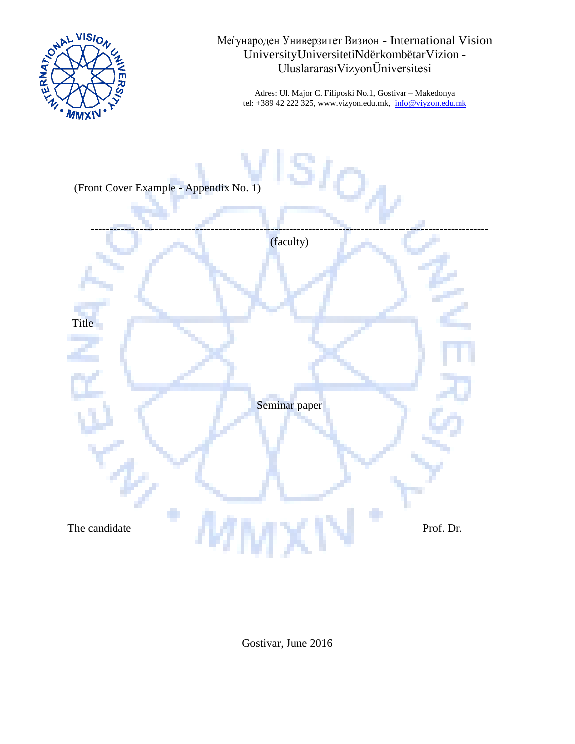Меѓународен Универзитет Визион - International Vision UniversityUniversitetiNdërkombëtarVizion - UluslararasıVizyonÜniversitesi

Adres: Ul. Major C. Filiposki No.1, Gostivar – Makedonya
tel: +389 42 222 325, www.vizyon.edu.mk, info@viyzon.edu.mk

(Front Cover Example - Appendix No. 1)

-----------------------------------------------------------------------------------------------------------

(faculty)

Title

Seminar paper

The candidate

Prof. Dr.

Gostivar, June 2016